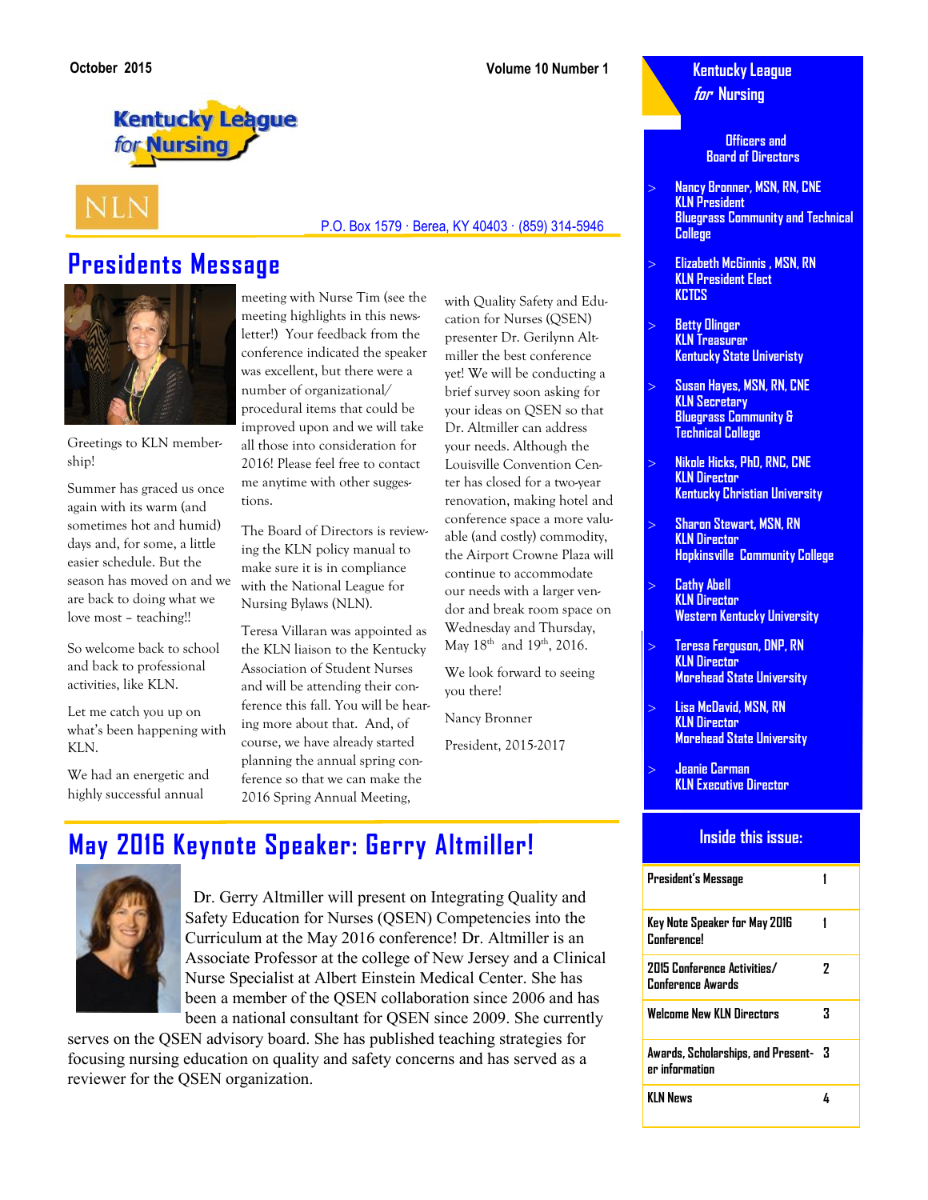October 2015 | Volume 10 Number 1

Kentucky League for Nursing

NLN

P.O. Box 1579 · Berea, KY 40403 · (859) 314-5946

# Presidents Message

Greetings to KLN membership!

Summer has graced us once again with its warm (and sometimes hot and humid) days and, for some, a little easier schedule. But the season has moved on and we are back to doing what we love most – teaching!!

So welcome back to school and back to professional activities, like KLN.

Let me catch you up on what's been happening with KLN.

We had an energetic and highly successful annual meeting with Nurse Tim (see the meeting highlights in this newsletter!) Your feedback from the conference indicated the speaker was excellent, but there were a number of organizational/procedural items that could be improved upon and we will take all those into consideration for 2016! Please feel free to contact me anytime with other suggestions.

The Board of Directors is reviewing the KLN policy manual to make sure it is in compliance with the National League for Nursing Bylaws (NLN).

Teresa Villaran was appointed as the KLN liaison to the Kentucky Association of Student Nurses and will be attending their conference this fall. You will be hearing more about that. And, of course, we have already started planning the annual spring conference so that we can make the 2016 Spring Annual Meeting, with Quality Safety and Education for Nurses (QSEN) presenter Dr. Gerilynn Altmiller the best conference yet! We will be conducting a brief survey soon asking for your ideas on QSEN so that Dr. Altmiller can address your needs. Although the Louisville Convention Center has closed for a two-year renovation, making hotel and conference space a more valuable (and costly) commodity, the Airport Crowne Plaza will continue to accommodate our needs with a larger vendor and break room space on Wednesday and Thursday, May 18th and 19th, 2016.

We look forward to seeing you there!

Nancy Bronner

President, 2015-2017

# May 2016 Keynote Speaker: Gerry Altmiller!

Dr. Gerry Altmiller will present on Integrating Quality and Safety Education for Nurses (QSEN) Competencies into the Curriculum at the May 2016 conference! Dr. Altmiller is an Associate Professor at the college of New Jersey and a Clinical Nurse Specialist at Albert Einstein Medical Center. She has been a member of the QSEN collaboration since 2006 and has been a national consultant for QSEN since 2009. She currently serves on the QSEN advisory board. She has published teaching strategies for focusing nursing education on quality and safety concerns and has served as a reviewer for the QSEN organization.

## Kentucky League for Nursing

### Officers and Board of Directors

- Nancy Bronner, MSN, RN, CNE
  KLN President
  Bluegrass Community and Technical College
- Elizabeth McGinnis , MSN, RN
  KLN President Elect
  KCTCS
- Betty Olinger
  KLN Treasurer
  Kentucky State Univeristy
- Susan Hayes, MSN, RN, CNE
  KLN Secretary
  Bluegrass Community & Technical College
- Nikole Hicks, PhD, RNC, CNE
  KLN Director
  Kentucky Christian University
- Sharon Stewart, MSN, RN
  KLN Director
  Hopkinsville Community College
- Cathy Abell
  KLN Director
  Western Kentucky University
- Teresa Ferguson, DNP, RN
  KLN Director
  Morehead State University
- Lisa McDavid, MSN, RN
  KLN Director
  Morehead State University
- Jeanie Carman
  KLN Executive Director

### Inside this issue:

| | |
|---|---|
| President's Message | 1 |
| Key Note Speaker for May 2016 Conference! | 1 |
| 2015 Conference Activities/ Conference Awards | 2 |
| Welcome New KLN Directors | 3 |
| Awards, Scholarships, and Presenter information | 3 |
| KLN News | 4 |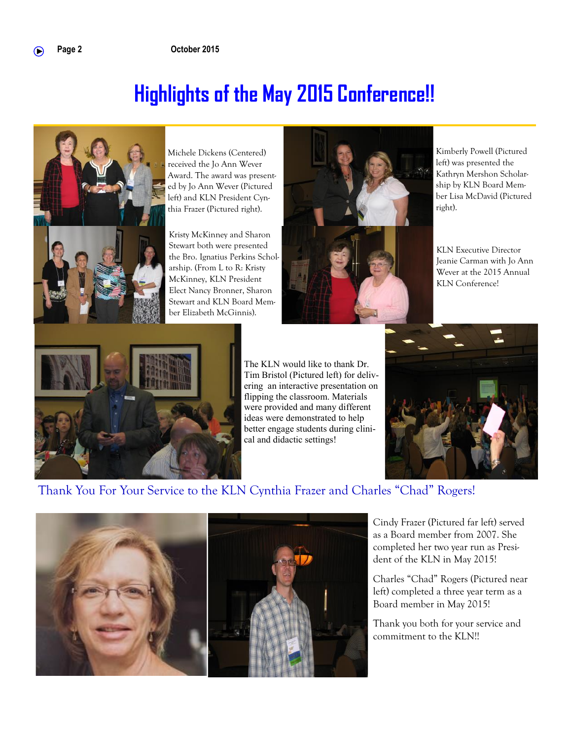# Highlights of the May 2015 Conference!!

Michele Dickens (Centered) received the Jo Ann Wever Award. The award was presented by Jo Ann Wever (Pictured left) and KLN President Cynthia Frazer (Pictured right).

Kimberly Powell (Pictured left) was presented the Kathryn Mershon Scholarship by KLN Board Member Lisa McDavid (Pictured right).

Kristy McKinney and Sharon Stewart both were presented the Bro. Ignatius Perkins Scholarship. (From L to R: Kristy McKinney, KLN President Elect Nancy Bronner, Sharon Stewart and KLN Board Member Elizabeth McGinnis).

KLN Executive Director Jeanie Carman with Jo Ann Wever at the 2015 Annual KLN Conference!

The KLN would like to thank Dr. Tim Bristol (Pictured left) for delivering an interactive presentation on flipping the classroom. Materials were provided and many different ideas were demonstrated to help better engage students during clinical and didactic settings!

## Thank You For Your Service to the KLN Cynthia Frazer and Charles "Chad" Rogers!

Cindy Frazer (Pictured far left) served as a Board member from 2007. She completed her two year run as President of the KLN in May 2015!

Charles "Chad" Rogers (Pictured near left) completed a three year term as a Board member in May 2015!

Thank you both for your service and commitment to the KLN!!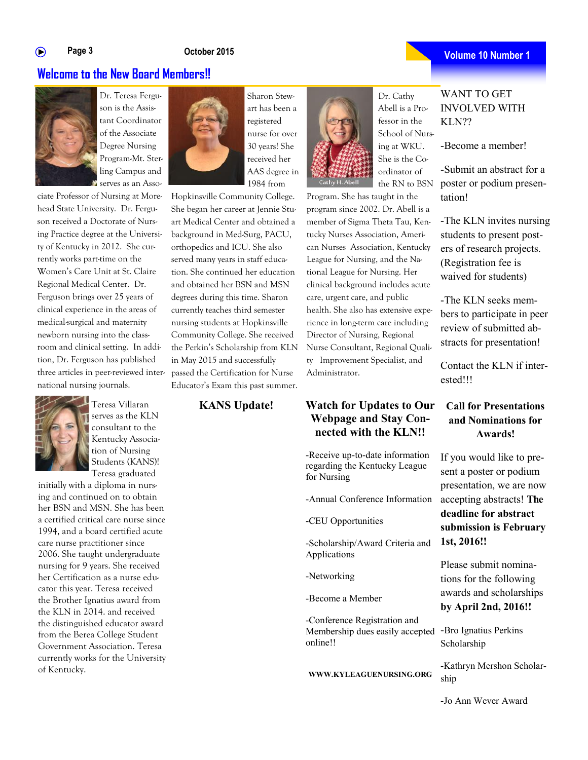## Welcome to the New Board Members!!

Dr. Teresa Ferguson is the Assistant Coordinator of the Associate Degree Nursing Program-Mt. Sterling Campus and serves as an Associate Professor of Nursing at Morehead State University. Dr. Ferguson received a Doctorate of Nursing Practice degree at the University of Kentucky in 2012. She currently works part-time on the Women's Care Unit at St. Claire Regional Medical Center. Dr. Ferguson brings over 25 years of clinical experience in the areas of medical-surgical and maternity newborn nursing into the classroom and clinical setting. In addition, Dr. Ferguson has published three articles in peer-reviewed international nursing journals.

Teresa Villaran serves as the KLN consultant to the Kentucky Association of Nursing Students (KANS)! Teresa graduated initially with a diploma in nursing and continued on to obtain her BSN and MSN. She has been a certified critical care nurse since 1994, and a board certified acute care nurse practitioner since 2006. She taught undergraduate nursing for 9 years. She received her Certification as a nurse educator this year. Teresa received the Brother Ignatius award from the KLN in 2014. and received the distinguished educator award from the Berea College Student Government Association. Teresa currently works for the University of Kentucky.

Sharon Stewart has been a registered nurse for over 30 years! She received her AAS degree in 1984 from Hopkinsville Community College. She began her career at Jennie Stuart Medical Center and obtained a background in Med-Surg, PACU, orthopedics and ICU. She also served many years in staff education. She continued her education and obtained her BSN and MSN degrees during this time. Sharon currently teaches third semester nursing students at Hopkinsville Community College. She received the Perkin's Scholarship from KLN in May 2015 and successfully passed the Certification for Nurse Educator's Exam this past summer.

### KANS Update!

Dr. Cathy Abell is a Professor in the School of Nursing at WKU. She is the Coordinator of the RN to BSN Program. She has taught in the program since 2002. Dr. Abell is a member of Sigma Theta Tau, Kentucky Nurses Association, American Nurses Association, Kentucky League for Nursing, and the National League for Nursing. Her clinical background includes acute care, urgent care, and public health. She also has extensive experience in long-term care including Director of Nursing, Regional Nurse Consultant, Regional Quality Improvement Specialist, and Administrator.

Cathy H. Abell

### Watch for Updates to Our Webpage and Stay Connected with the KLN!!

-Receive up-to-date information regarding the Kentucky League for Nursing

-Annual Conference Information

-CEU Opportunities

-Scholarship/Award Criteria and Applications

-Networking

-Become a Member

-Conference Registration and Membership dues easily accepted online!!

**WWW.KYLEAGUENURSING.ORG**

WANT TO GET INVOLVED WITH KLN??

-Become a member!

-Submit an abstract for a poster or podium presentation!

-The KLN invites nursing students to present posters of research projects. (Registration fee is waived for students)

-The KLN seeks members to participate in peer review of submitted abstracts for presentation!

Contact the KLN if interested!!!

### Call for Presentations and Nominations for Awards!

If you would like to present a poster or podium presentation, we are now accepting abstracts! **The deadline for abstract submission is February 1st, 2016!!**

Please submit nominations for the following awards and scholarships **by April 2nd, 2016!!**

-Bro Ignatius Perkins Scholarship

-Kathryn Mershon Scholarship

-Jo Ann Wever Award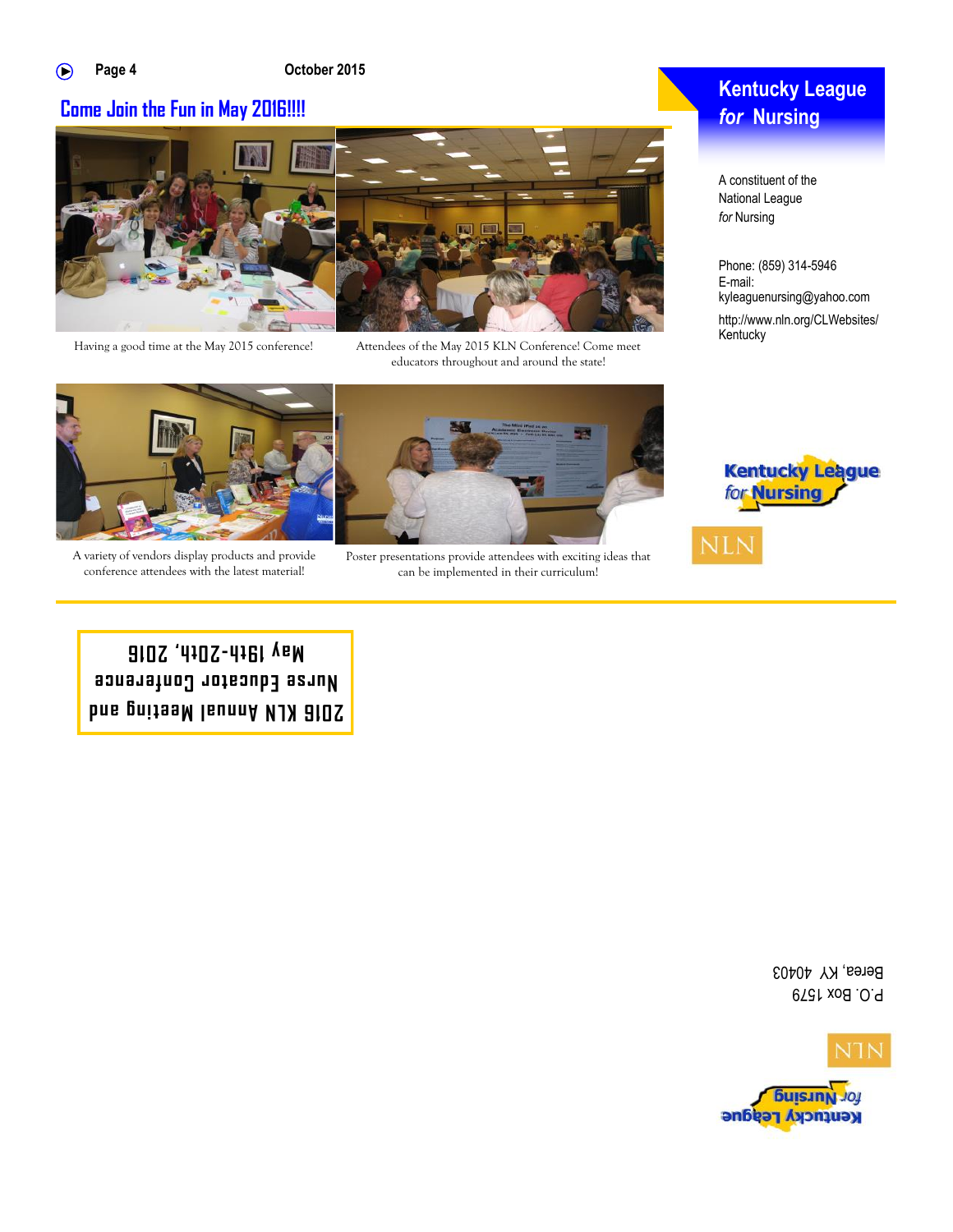## Come Join the Fun in May 2016!!!!

Having a good time at the May 2015 conference!

Attendees of the May 2015 KLN Conference! Come meet educators throughout and around the state!

A variety of vendors display products and provide conference attendees with the latest material!

Poster presentations provide attendees with exciting ideas that can be implemented in their curriculum!

**Kentucky League *for* Nursing**

A constituent of the National League *for* Nursing

Phone: (859) 314-5946
E-mail: kyleaguenursing@yahoo.com

http://www.nln.org/CLWebsites/Kentucky

Kentucky League *for* Nursing

NLN

2016 KLN Annual Meeting and
Nurse Educator Conference
May 19th-20th, 2016

P.O. Box 1579
Berea, KY 40403

NLN

Kentucky League *for* Nursing